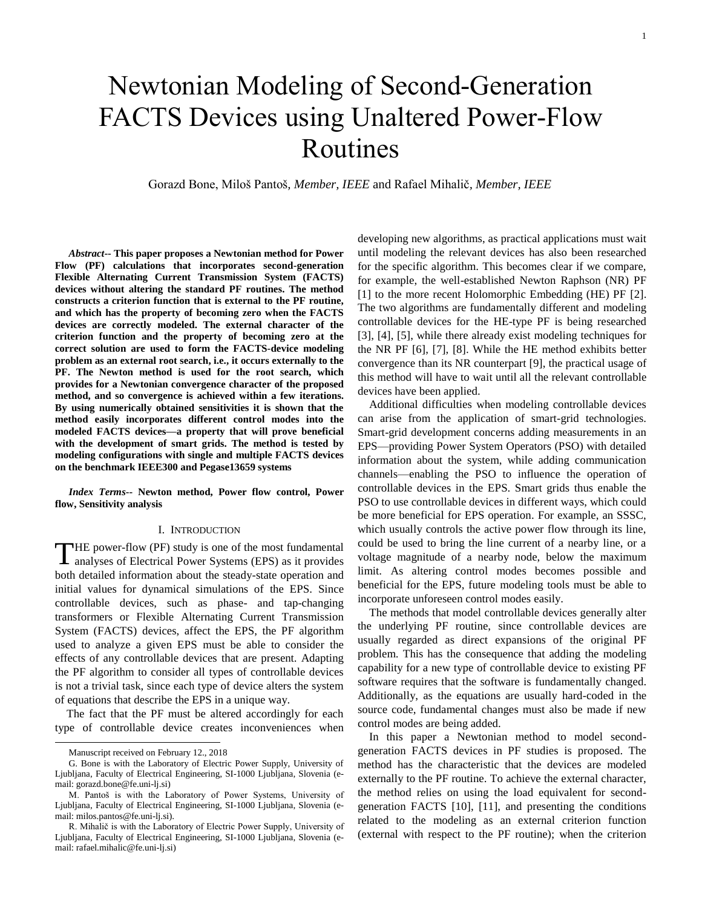# Newtonian Modeling of Second-Generation FACTS Devices using Unaltered Power-Flow Routines

Gorazd Bone, Miloš Pantoš, *Member, IEEE* and Rafael Mihalič, *Member, IEEE*

***Abstract*-- This paper proposes a Newtonian method for Power Flow (PF) calculations that incorporates second-generation Flexible Alternating Current Transmission System (FACTS) devices without altering the standard PF routines. The method constructs a criterion function that is external to the PF routine, and which has the property of becoming zero when the FACTS devices are correctly modeled. The external character of the criterion function and the property of becoming zero at the correct solution are used to form the FACTS-device modeling problem as an external root search, i.e., it occurs externally to the PF. The Newton method is used for the root search, which provides for a Newtonian convergence character of the proposed method, and so convergence is achieved within a few iterations. By using numerically obtained sensitivities it is shown that the method easily incorporates different control modes into the modeled FACTS devices—a property that will prove beneficial with the development of smart grids. The method is tested by modeling configurations with single and multiple FACTS devices on the benchmark IEEE300 and Pegase13659 systems**

***Index Terms*-- Newton method, Power flow control, Power flow, Sensitivity analysis**

## I. Introduction

The power-flow (PF) study is one of the most fundamental analyses of Electrical Power Systems (EPS) as it provides both detailed information about the steady-state operation and initial values for dynamical simulations of the EPS. Since controllable devices, such as phase- and tap-changing transformers or Flexible Alternating Current Transmission System (FACTS) devices, affect the EPS, the PF algorithm used to analyze a given EPS must be able to consider the effects of any controllable devices that are present. Adapting the PF algorithm to consider all types of controllable devices is not a trivial task, since each type of device alters the system of equations that describe the EPS in a unique way.

The fact that the PF must be altered accordingly for each type of controllable device creates inconveniences when developing new algorithms, as practical applications must wait until modeling the relevant devices has also been researched for the specific algorithm. This becomes clear if we compare, for example, the well-established Newton Raphson (NR) PF [1] to the more recent Holomorphic Embedding (HE) PF [2]. The two algorithms are fundamentally different and modeling controllable devices for the HE-type PF is being researched [3], [4], [5], while there already exist modeling techniques for the NR PF [6], [7], [8]. While the HE method exhibits better convergence than its NR counterpart [9], the practical usage of this method will have to wait until all the relevant controllable devices have been applied.

Additional difficulties when modeling controllable devices can arise from the application of smart-grid technologies. Smart-grid development concerns adding measurements in an EPS—providing Power System Operators (PSO) with detailed information about the system, while adding communication channels—enabling the PSO to influence the operation of controllable devices in the EPS. Smart grids thus enable the PSO to use controllable devices in different ways, which could be more beneficial for EPS operation. For example, an SSSC, which usually controls the active power flow through its line, could be used to bring the line current of a nearby line, or a voltage magnitude of a nearby node, below the maximum limit. As altering control modes becomes possible and beneficial for the EPS, future modeling tools must be able to incorporate unforeseen control modes easily.

The methods that model controllable devices generally alter the underlying PF routine, since controllable devices are usually regarded as direct expansions of the original PF problem. This has the consequence that adding the modeling capability for a new type of controllable device to existing PF software requires that the software is fundamentally changed. Additionally, as the equations are usually hard-coded in the source code, fundamental changes must also be made if new control modes are being added.

In this paper a Newtonian method to model second-generation FACTS devices in PF studies is proposed. The method has the characteristic that the devices are modeled externally to the PF routine. To achieve the external character, the method relies on using the load equivalent for second-generation FACTS [10], [11], and presenting the conditions related to the modeling as an external criterion function (external with respect to the PF routine); when the criterion

Manuscript received on February 12., 2018

G. Bone is with the Laboratory of Electric Power Supply, University of Ljubljana, Faculty of Electrical Engineering, SI-1000 Ljubljana, Slovenia (e-mail: gorazd.bone@fe.uni-lj.si)

M. Pantoš is with the Laboratory of Power Systems, University of Ljubljana, Faculty of Electrical Engineering, SI-1000 Ljubljana, Slovenia (e-mail: milos.pantos@fe.uni-lj.si).

R. Mihalič is with the Laboratory of Electric Power Supply, University of Ljubljana, Faculty of Electrical Engineering, SI-1000 Ljubljana, Slovenia (e-mail: rafael.mihalic@fe.uni-lj.si)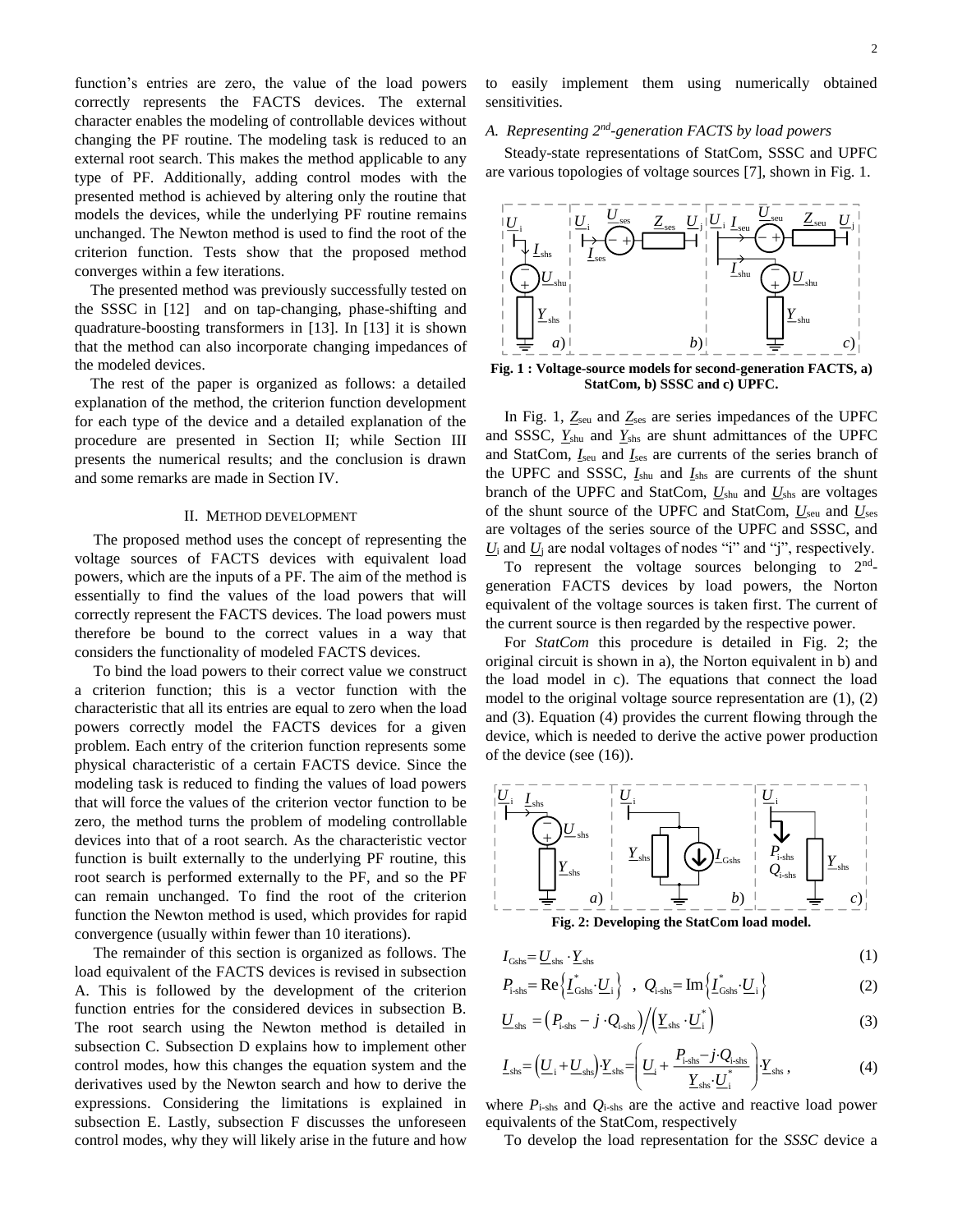function's entries are zero, the value of the load powers correctly represents the FACTS devices. The external character enables the modeling of controllable devices without changing the PF routine. The modeling task is reduced to an external root search. This makes the method applicable to any type of PF. Additionally, adding control modes with the presented method is achieved by altering only the routine that models the devices, while the underlying PF routine remains unchanged. The Newton method is used to find the root of the criterion function. Tests show that the proposed method converges within a few iterations.

The presented method was previously successfully tested on the SSSC in [12] and on tap-changing, phase-shifting and quadrature-boosting transformers in [13]. In [13] it is shown that the method can also incorporate changing impedances of the modeled devices.

The rest of the paper is organized as follows: a detailed explanation of the method, the criterion function development for each type of the device and a detailed explanation of the procedure are presented in Section II; while Section III presents the numerical results; and the conclusion is drawn and some remarks are made in Section IV.

## II. Method development

The proposed method uses the concept of representing the voltage sources of FACTS devices with equivalent load powers, which are the inputs of a PF. The aim of the method is essentially to find the values of the load powers that will correctly represent the FACTS devices. The load powers must therefore be bound to the correct values in a way that considers the functionality of modeled FACTS devices.

To bind the load powers to their correct value we construct a criterion function; this is a vector function with the characteristic that all its entries are equal to zero when the load powers correctly model the FACTS devices for a given problem. Each entry of the criterion function represents some physical characteristic of a certain FACTS device. Since the modeling task is reduced to finding the values of load powers that will force the values of the criterion vector function to be zero, the method turns the problem of modeling controllable devices into that of a root search. As the characteristic vector function is built externally to the underlying PF routine, this root search is performed externally to the PF, and so the PF can remain unchanged. To find the root of the criterion function the Newton method is used, which provides for rapid convergence (usually within fewer than 10 iterations).

The remainder of this section is organized as follows. The load equivalent of the FACTS devices is revised in subsection A. This is followed by the development of the criterion function entries for the considered devices in subsection B. The root search using the Newton method is detailed in subsection C. Subsection D explains how to implement other control modes, how this changes the equation system and the derivatives used by the Newton search and how to derive the expressions. Considering the limitations is explained in subsection E. Lastly, subsection F discusses the unforeseen control modes, why they will likely arise in the future and how to easily implement them using numerically obtained sensitivities.

### A. Representing 2nd-generation FACTS by load powers

Steady-state representations of StatCom, SSSC and UPFC are various topologies of voltage sources [7], shown in Fig. 1.

**Fig. 1 : Voltage-source models for second-generation FACTS, a) StatCom, b) SSSC and c) UPFC.**

In Fig. 1, $\underline{Z}_{\text{seu}}$ and $\underline{Z}_{\text{ses}}$ are series impedances of the UPFC and SSSC, $\underline{Y}_{\text{shu}}$ and $\underline{Y}_{\text{shs}}$ are shunt admittances of the UPFC and StatCom, $\underline{I}_{\text{seu}}$ and $\underline{I}_{\text{ses}}$ are currents of the series branch of the UPFC and SSSC, $\underline{I}_{\text{shu}}$ and $\underline{I}_{\text{shs}}$ are currents of the shunt branch of the UPFC and StatCom, $\underline{U}_{\text{shu}}$ and $\underline{U}_{\text{shs}}$ are voltages of the shunt source of the UPFC and StatCom, $\underline{U}_{\text{seu}}$ and $\underline{U}_{\text{ses}}$ are voltages of the series source of the UPFC and SSSC, and $\underline{U}_{\text{i}}$ and $\underline{U}_{\text{j}}$ are nodal voltages of nodes "i" and "j", respectively.

To represent the voltage sources belonging to 2nd-generation FACTS devices by load powers, the Norton equivalent of the voltage sources is taken first. The current of the current source is then regarded by the respective power.

For *StatCom* this procedure is detailed in Fig. 2; the original circuit is shown in a), the Norton equivalent in b) and the load model in c). The equations that connect the load model to the original voltage source representation are (1), (2) and (3). Equation (4) provides the current flowing through the device, which is needed to derive the active power production of the device (see (16)).

**Fig. 2: Developing the StatCom load model.**

$$\underline{I}_{\text{Gshs}} = \underline{U}_{\text{shs}} \cdot \underline{Y}_{\text{shs}} \tag{1}$$

$$P_{\text{i-shs}} = \text{Re}\left\{\underline{I}^{*}_{\text{Gshs}} \cdot \underline{U}_{\text{i}}\right\} \quad , \quad Q_{\text{i-shs}} = \text{Im}\left\{\underline{I}^{*}_{\text{Gshs}} \cdot \underline{U}_{\text{i}}\right\} \tag{2}$$

$$\underline{U}_{\text{shs}} = \left(P_{\text{i-shs}} - j \cdot Q_{\text{i-shs}}\right) \Big/ \left(\underline{Y}_{\text{shs}} \cdot \underline{U}^{*}_{\text{i}}\right) \tag{3}$$

$$\underline{I}_{\text{shs}} = \left(\underline{U}_{\text{i}} + \underline{U}_{\text{shs}}\right) \cdot \underline{Y}_{\text{shs}} = \left(\underline{U}_{\text{i}} + \frac{P_{\text{i-shs}} - j \cdot Q_{\text{i-shs}}}{\underline{Y}_{\text{shs}} \cdot \underline{U}^{*}_{\text{i}}}\right) \cdot \underline{Y}_{\text{shs}} \,, \tag{4}$$

where $P_{\text{i-shs}}$ and $Q_{\text{i-shs}}$ are the active and reactive load power equivalents of the StatCom, respectively

To develop the load representation for the *SSSC* device a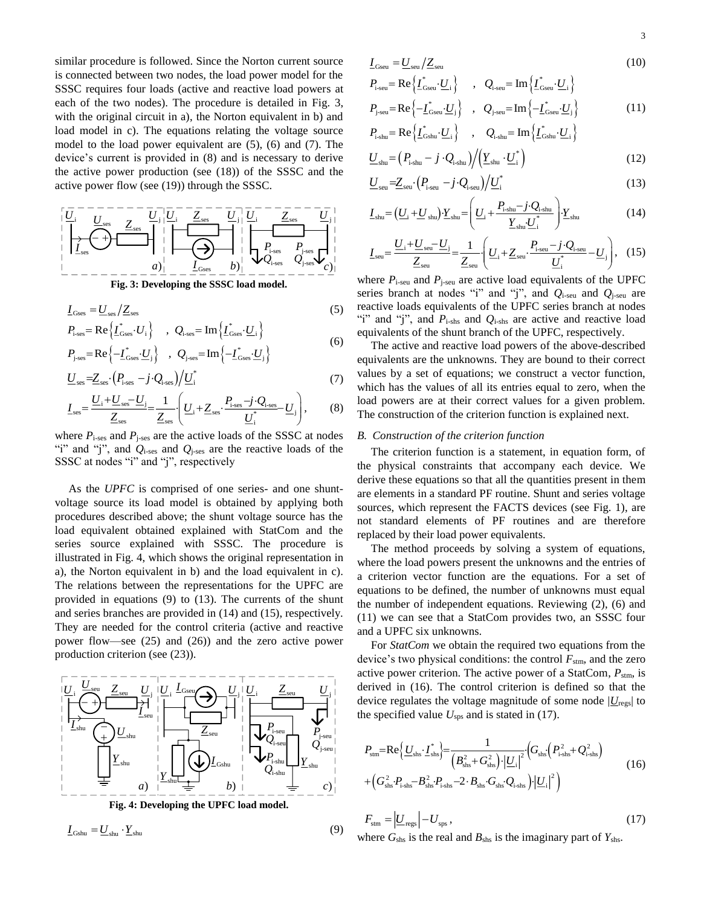similar procedure is followed. Since the Norton current source is connected between two nodes, the load power model for the SSSC requires four loads (active and reactive load powers at each of the two nodes). The procedure is detailed in Fig. 3, with the original circuit in a), the Norton equivalent in b) and load model in c). The equations relating the voltage source model to the load power equivalent are (5), (6) and (7). The device's current is provided in (8) and is necessary to derive the active power production (see (18)) of the SSSC and the active power flow (see (19)) through the SSSC.

**Fig. 3: Developing the SSSC load model.**

$$\underline{I}_{\text{Gses}} = \underline{U}_{\text{ses}} / \underline{Z}_{\text{ses}} \tag{5}$$

$$P_{\text{i-ses}} = \operatorname{Re}\left\{\underline{I}^{*}_{\text{Gses}} \cdot \underline{U}_{\text{i}}\right\} \quad , \quad Q_{\text{i-ses}} = \operatorname{Im}\left\{\underline{I}^{*}_{\text{Gses}} \cdot \underline{U}_{\text{i}}\right\}$$
$$P_{\text{j-ses}} = \operatorname{Re}\left\{-\underline{I}^{*}_{\text{Gses}} \cdot \underline{U}_{\text{j}}\right\} \quad , \quad Q_{\text{j-ses}} = \operatorname{Im}\left\{-\underline{I}^{*}_{\text{Gses}} \cdot \underline{U}_{\text{j}}\right\} \tag{6}$$

$$\underline{U}_{\text{ses}} = \underline{Z}_{\text{ses}} \cdot \left(P_{\text{i-ses}} - j \cdot Q_{\text{i-ses}}\right) / \underline{U}^{*}_{\text{i}} \tag{7}$$

$$\underline{I}_{\text{ses}} = \frac{\underline{U}_{\text{i}} + \underline{U}_{\text{ses}} - \underline{U}_{\text{j}}}{\underline{Z}_{\text{ses}}} = \frac{1}{\underline{Z}_{\text{ses}}} \cdot \left( \underline{U}_{\text{i}} + \underline{Z}_{\text{ses}} \cdot \frac{P_{\text{i-ses}} - j \cdot Q_{\text{i-ses}}}{\underline{U}^{*}_{\text{i}}} - \underline{U}_{\text{j}} \right), \tag{8}$$

where $P_{\text{i-ses}}$ and $P_{\text{j-ses}}$ are the active loads of the SSSC at nodes "i" and "j", and $Q_{\text{i-ses}}$ and $Q_{\text{j-ses}}$ are the reactive loads of the SSSC at nodes "i" and "j", respectively

As the *UPFC* is comprised of one series- and one shunt-voltage source its load model is obtained by applying both procedures described above; the shunt voltage source has the load equivalent obtained explained with StatCom and the series source explained with SSSC. The procedure is illustrated in Fig. 4, which shows the original representation in a), the Norton equivalent in b) and the load equivalent in c). The relations between the representations for the UPFC are provided in equations (9) to (13). The currents of the shunt and series branches are provided in (14) and (15), respectively. They are needed for the control criteria (active and reactive power flow—see (25) and (26)) and the zero active power production criterion (see (23)).

**Fig. 4: Developing the UPFC load model.**

$$\underline{I}_{\text{Gshu}} = \underline{U}_{\text{shu}} \cdot \underline{Y}_{\text{shu}} \tag{9}$$

$$\underline{I}_{\text{Gseu}} = \underline{U}_{\text{seu}} / \underline{Z}_{\text{seu}} \tag{10}$$

$$P_{\text{i-seu}} = \operatorname{Re}\left\{\underline{I}^{*}_{\text{Gseu}} \cdot \underline{U}_{\text{i}}\right\} \quad , \quad Q_{\text{i-seu}} = \operatorname{Im}\left\{\underline{I}^{*}_{\text{Gseu}} \cdot \underline{U}_{\text{i}}\right\}$$
$$P_{\text{j-seu}} = \operatorname{Re}\left\{-\underline{I}^{*}_{\text{Gseu}} \cdot \underline{U}_{\text{j}}\right\} \quad , \quad Q_{\text{j-seu}} = \operatorname{Im}\left\{-\underline{I}^{*}_{\text{Gseu}} \cdot \underline{U}_{\text{j}}\right\} \tag{11}$$
$$P_{\text{i-shu}} = \operatorname{Re}\left\{\underline{I}^{*}_{\text{Gshu}} \cdot \underline{U}_{\text{i}}\right\} \quad , \quad Q_{\text{i-shu}} = \operatorname{Im}\left\{\underline{I}^{*}_{\text{Gshu}} \cdot \underline{U}_{\text{i}}\right\}$$

$$\underline{U}_{\text{shu}} = \left(P_{\text{i-shu}} - j \cdot Q_{\text{i-shu}}\right) / \left(\underline{Y}_{\text{shu}} \cdot \underline{U}^{*}_{\text{i}}\right) \tag{12}$$

$$\underline{U}_{\text{seu}} = \underline{Z}_{\text{seu}} \cdot \left(P_{\text{i-seu}} - j \cdot Q_{\text{i-seu}}\right) / \underline{U}^{*}_{\text{i}} \tag{13}$$

$$\underline{I}_{\text{shu}} = \left(\underline{U}_{\text{i}} + \underline{U}_{\text{shu}}\right) \cdot \underline{Y}_{\text{shu}} = \left( \underline{U}_{\text{i}} + \frac{P_{\text{i-shu}} - j \cdot Q_{\text{i-shu}}}{\underline{Y}_{\text{shu}} \cdot \underline{U}^{*}_{\text{i}}} \right) \cdot \underline{Y}_{\text{shu}} \tag{14}$$

$$\underline{I}_{\text{seu}} = \frac{\underline{U}_{\text{i}} + \underline{U}_{\text{seu}} - \underline{U}_{\text{j}}}{\underline{Z}_{\text{seu}}} = \frac{1}{\underline{Z}_{\text{seu}}} \cdot \left( \underline{U}_{\text{i}} + \underline{Z}_{\text{seu}} \cdot \frac{P_{\text{i-seu}} - j \cdot Q_{\text{i-seu}}}{\underline{U}^{*}_{\text{i}}} - \underline{U}_{\text{j}} \right), \tag{15}$$

where $P_{\text{i-seu}}$ and $P_{\text{j-seu}}$ are active load equivalents of the UPFC series branch at nodes "i" and "j", and $Q_{\text{i-seu}}$ and $Q_{\text{j-seu}}$ are reactive loads equivalents of the UPFC series branch at nodes "i" and "j", and $P_{\text{i-shs}}$ and $Q_{\text{i-shs}}$ are active and reactive load equivalents of the shunt branch of the UPFC, respectively.

The active and reactive load powers of the above-described equivalents are the unknowns. They are bound to their correct values by a set of equations; we construct a vector function, which has the values of all its entries equal to zero, when the load powers are at their correct values for a given problem. The construction of the criterion function is explained next.

### *B. Construction of the criterion function*

The criterion function is a statement, in equation form, of the physical constraints that accompany each device. We derive these equations so that all the quantities present in them are elements in a standard PF routine. Shunt and series voltage sources, which represent the FACTS devices (see Fig. 1), are not standard elements of PF routines and are therefore replaced by their load power equivalents.

The method proceeds by solving a system of equations, where the load powers present the unknowns and the entries of a criterion vector function are the equations. For a set of equations to be defined, the number of unknowns must equal the number of independent equations. Reviewing (2), (6) and (11) we can see that a StatCom provides two, an SSSC four and a UPFC six unknowns.

For *StatCom* we obtain the required two equations from the device's two physical conditions: the control $F_{\text{stm}}$, and the zero active power criterion. The active power of a StatCom, $P_{\text{stm}}$, is derived in (16). The control criterion is defined so that the device regulates the voltage magnitude of some node $|\underline{U}_{\text{regs}}|$ to the specified value $U_{\text{sps}}$ and is stated in (17).

$$P_{\text{stm}} = \operatorname{Re}\left\{\underline{U}_{\text{shs}} \cdot \underline{I}^{*}_{\text{shs}}\right\} = \frac{1}{\left(B^{2}_{\text{shs}} + G^{2}_{\text{shs}}\right) \cdot \left|\underline{U}_{\text{i}}\right|^{2}} \cdot \Big( G_{\text{shs}} \cdot \left(P^{2}_{\text{i-shs}} + Q^{2}_{\text{i-shs}}\right)$$
$$+ \left(G^{2}_{\text{shs}} \cdot P_{\text{i-shs}} - B^{2}_{\text{shs}} \cdot P_{\text{i-shs}} - 2 \cdot B_{\text{shs}} \cdot G_{\text{shs}} \cdot Q_{\text{i-shs}}\right) \cdot \left|\underline{U}_{\text{i}}\right|^{2} \Big) \tag{16}$$

$$F_{\text{stm}} = \left|\underline{U}_{\text{regs}}\right| - U_{\text{sps}}, \tag{17}$$

where $G_{\text{shs}}$ is the real and $B_{\text{shs}}$ is the imaginary part of $Y_{\text{shs}}$.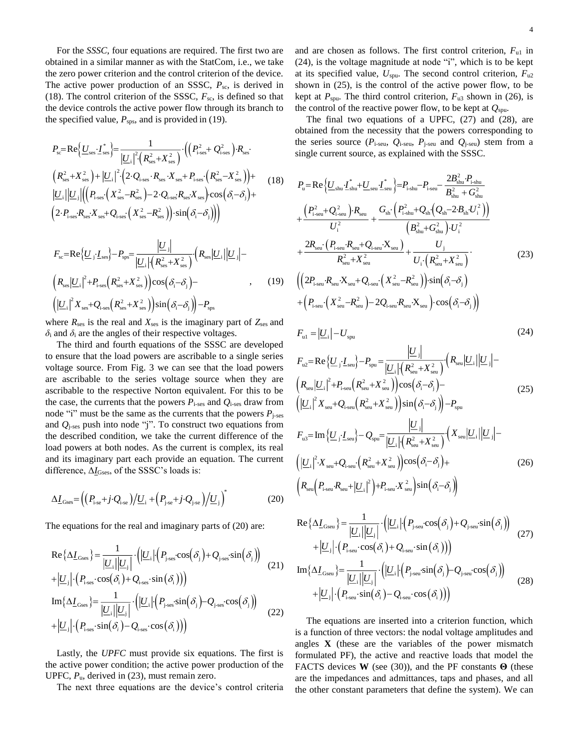For the *SSSC*, four equations are required. The first two are obtained in a similar manner as with the StatCom, i.e., we take the zero power criterion and the control criterion of the device. The active power production of an SSSC, $P_{sc}$, is derived in (18). The control criterion of the SSSC, $F_{sc}$, is defined so that the device controls the active power flow through its branch to the specified value, $P_{sps}$, and is provided in (19).

$$
\begin{aligned}
P_{sc} &= \mathrm{Re}\left\{\underline{U}_{ses}\cdot\underline{I}_{ses}^{*}\right\} = \frac{1}{\left|\underline{U}_{i}\right|^{2}\cdot\left(R_{ses}^{2}+X_{ses}^{2}\right)}\cdot\Big(\left(P_{i\text{-}ses}^{2}+Q_{i\text{-}ses}^{2}\right)\cdot R_{ses}\cdot \\
&\left(R_{ses}^{2}+X_{ses}^{2}\right)+\left|\underline{U}_{i}\right|^{2}\cdot\left(2\cdot Q_{i\text{-}ses}\cdot R_{ses}\cdot X_{ses}+P_{i\text{-}ses}\cdot\left(R_{ses}^{2}-X_{ses}^{2}\right)\right)+ \\
&\left|\underline{U}_{i}\right|\left|\underline{U}_{j}\right|\Big(\left(P_{i\text{-}ses}\cdot\left(X_{ses}^{2}-R_{ses}^{2}\right)-2\cdot Q_{i\text{-}ses}R_{ses}X_{ses}\right)\cdot\cos\left(\delta_{i}-\delta_{j}\right)+ \\
&\left(2\cdot P_{i\text{-}ses}R_{ses}X_{ses}+Q_{i\text{-}ses}\cdot\left(X_{ses}^{2}-R_{ses}^{2}\right)\right)\cdot\sin\left(\delta_{i}-\delta_{j}\right)\Big)\Big)
\end{aligned}
\tag{18}
$$

$$
\begin{aligned}
F_{sc} &= \mathrm{Re}\left\{\underline{U}_{j}\cdot\underline{I}_{ses}\right\}-P_{sps} = \frac{\left|\underline{U}_{j}\right|}{\left|\underline{U}_{i}\right|\cdot\left(R_{ses}^{2}+X_{ses}^{2}\right)}\cdot\Big(R_{ses}\left|\underline{U}_{i}\right|\left|\underline{U}_{j}\right|- \\
&\left(R_{ses}\left|\underline{U}_{i}\right|^{2}+P_{i\text{-}ses}\left(R_{ses}^{2}+X_{ses}^{2}\right)\right)\cos\left(\delta_{i}-\delta_{j}\right)- \\
&\left(\left|\underline{U}_{i}\right|^{2}X_{ses}+Q_{i\text{-}ses}\left(R_{ses}^{2}+X_{ses}^{2}\right)\right)\sin\left(\delta_{i}-\delta_{j}\right)\Big)-P_{sps}
\end{aligned}
\tag{19}
$$

where $R_{ses}$ is the real and $X_{ses}$ is the imaginary part of $Z_{ses}$ and $\delta_i$ and $\delta_i$ are the angles of their respective voltages.

The third and fourth equations of the SSSC are developed to ensure that the load powers are ascribable to a single series voltage source. From Fig. 3 we can see that the load powers are ascribable to the series voltage source when they are ascribable to the respective Norton equivalent. For this to be the case, the currents that the powers $P_{i\text{-}ses}$ and $Q_{i\text{-}ses}$ draw from node "i" must be the same as the currents that the powers $P_{j\text{-}ses}$ and $Q_{j\text{-}ses}$ push into node "j". To construct two equations from the described condition, we take the current difference of the load powers at both nodes. As the current is complex, its real and its imaginary part each provide an equation. The current difference, $\Delta\underline{I}_{Gses}$, of the SSSC's loads is:

$$
\Delta\underline{I}_{Gses} = \left(\left(P_{i\text{-}se}+j\cdot Q_{i\text{-}se}\right)/\underline{U}_{i}+\left(P_{j\text{-}se}+j\cdot Q_{j\text{-}se}\right)/\underline{U}_{j}\right)^{*}
\tag{20}
$$

The equations for the real and imaginary parts of (20) are:

$$
\begin{aligned}
\mathrm{Re}\left\{\Delta\underline{I}_{Gses}\right\} &= \frac{1}{\left|\underline{U}_{i}\right|\left|\underline{U}_{j}\right|}\cdot\Big(\left|\underline{U}_{i}\right|\cdot\left(P_{j\text{-}ses}\cdot\cos\left(\delta_{j}\right)+Q_{j\text{-}ses}\cdot\sin\left(\delta_{j}\right)\right) \\
&+\left|\underline{U}_{j}\right|\cdot\left(P_{i\text{-}ses}\cdot\cos\left(\delta_{i}\right)+Q_{i\text{-}ses}\cdot\sin\left(\delta_{i}\right)\right)\Big)
\end{aligned}
\tag{21}
$$

$$
\begin{aligned}
\mathrm{Im}\left\{\Delta\underline{I}_{Gses}\right\} &= \frac{1}{\left|\underline{U}_{i}\right|\left|\underline{U}_{j}\right|}\cdot\Big(\left|\underline{U}_{i}\right|\cdot\left(P_{j\text{-}ses}\cdot\sin\left(\delta_{j}\right)-Q_{j\text{-}ses}\cdot\cos\left(\delta_{j}\right)\right) \\
&+\left|\underline{U}_{j}\right|\cdot\left(P_{i\text{-}ses}\cdot\sin\left(\delta_{i}\right)-Q_{i\text{-}ses}\cdot\cos\left(\delta_{i}\right)\right)\Big)
\end{aligned}
\tag{22}
$$

Lastly, the *UPFC* must provide six equations. The first is the active power condition; the active power production of the UPFC, $P_u$, derived in (23), must remain zero.

The next three equations are the device's control criteria and are chosen as follows. The first control criterion, $F_{u1}$ in (24), is the voltage magnitude at node "i", which is to be kept at its specified value, $U_{spu}$. The second control criterion, $F_{u2}$ shown in (25), is the control of the active power flow, to be kept at $P_{spu}$. The third control criterion, $F_{u3}$ shown in (26), is the control of the reactive power flow, to be kept at $Q_{spu}$.

The final two equations of a UPFC, (27) and (28), are obtained from the necessity that the powers corresponding to the series source ($P_{i\text{-}seu}$, $Q_{i\text{-}seu}$, $P_{j\text{-}seu}$ and $Q_{j\text{-}seu}$) stem from a single current source, as explained with the SSSC.

$$
\begin{aligned}
P_{u} &= \mathrm{Re}\left\{\underline{U}_{shu}\cdot\underline{I}_{shu}^{*}+\underline{U}_{seu}\cdot\underline{I}_{seu}^{*}\right\} = P_{i\text{-}shu}-P_{i\text{-}seu}-\frac{2B_{shu}^{2}\cdot P_{i\text{-}shu}}{B_{shu}^{2}+G_{shu}^{2}} \\
&+\frac{\left(P_{i\text{-}seu}^{2}+Q_{i\text{-}seu}^{2}\right)\cdot R_{seu}}{U_{i}^{2}}+\frac{G_{sh}\cdot\left(P_{i\text{-}shu}^{2}+Q_{sh}\left(Q_{sh}-2\cdot B_{sh}\cdot U_{i}^{2}\right)\right)}{\left(B_{shu}^{2}+G_{shu}^{2}\right)\cdot U_{i}^{2}} \\
&+\frac{2R_{seu}\cdot\left(P_{i\text{-}seu}\cdot R_{seu}+Q_{i\text{-}seu}\cdot X_{seu}\right)}{R_{seu}^{2}+X_{seu}^{2}}+\frac{U_{j}}{U_{i}\cdot\left(R_{seu}^{2}+X_{seu}^{2}\right)}\cdot \\
&\Big(\left(2P_{i\text{-}seu}\cdot R_{seu}\cdot X_{seu}+Q_{i\text{-}seu}\cdot\left(X_{seu}^{2}-R_{seu}^{2}\right)\right)\cdot\sin\left(\delta_{i}-\delta_{j}\right) \\
&+\left(P_{i\text{-}seu}\cdot\left(X_{seu}^{2}-R_{seu}^{2}\right)-2Q_{i\text{-}seu}\cdot R_{seu}\cdot X_{seu}\right)\cdot\cos\left(\delta_{i}-\delta_{j}\right)\Big)
\end{aligned}
\tag{23}
$$

$$
F_{u1} = \left|\underline{U}_{i}\right|-U_{spu}
\tag{24}
$$

$$
\begin{aligned}
F_{u2} &= \mathrm{Re}\left\{\underline{U}_{j}\cdot\underline{I}_{seu}\right\}-P_{spu} = \frac{\left|\underline{U}_{j}\right|}{\left|\underline{U}_{i}\right|\cdot\left(R_{seu}^{2}+X_{seu}^{2}\right)}\cdot\Big(R_{seu}\left|\underline{U}_{i}\right|\left|\underline{U}_{j}\right|- \\
&\left(R_{seu}\left|\underline{U}_{i}\right|^{2}+P_{i\text{-}seu}\left(R_{seu}^{2}+X_{seu}^{2}\right)\right)\cos\left(\delta_{i}-\delta_{j}\right)- \\
&\left(\left|\underline{U}_{i}\right|^{2}X_{seu}+Q_{i\text{-}seu}\left(R_{seu}^{2}+X_{seu}^{2}\right)\right)\sin\left(\delta_{i}-\delta_{j}\right)\Big)-P_{spu}
\end{aligned}
\tag{25}
$$

$$
\begin{aligned}
F_{u3} &= \mathrm{Im}\left\{\underline{U}_{j}\cdot\underline{I}_{seu}\right\}-Q_{spu} = \frac{\left|\underline{U}_{j}\right|}{\left|\underline{U}_{i}\right|\cdot\left(R_{seu}^{2}+X_{seu}^{2}\right)}\cdot\Big(X_{seu}\left|\underline{U}_{i}\right|\left|\underline{U}_{j}\right|- \\
&\left(\left|\underline{U}_{i}\right|^{2}\cdot X_{seu}+Q_{i\text{-}seu}\cdot\left(R_{seu}^{2}+X_{seu}^{2}\right)\right)\cos\left(\delta_{i}-\delta_{j}\right)+ \\
&\left(R_{seu}\left(P_{i\text{-}seu}\cdot R_{seu}+\left|\underline{U}_{i}\right|^{2}\right)+P_{i\text{-}seu}\cdot X_{seu}^{2}\right)\sin\left(\delta_{i}-\delta_{j}\right)\Big)
\end{aligned}
\tag{26}
$$

$$
\begin{aligned}
\mathrm{Re}\left\{\Delta\underline{I}_{Gseu}\right\} &= \frac{1}{\left|\underline{U}_{i}\right|\left|\underline{U}_{j}\right|}\cdot\Big(\left|\underline{U}_{i}\right|\cdot\left(P_{j\text{-}seu}\cdot\cos\left(\delta_{j}\right)+Q_{j\text{-}seu}\cdot\sin\left(\delta_{j}\right)\right) \\
&+\left|\underline{U}_{j}\right|\cdot\left(P_{i\text{-}seu}\cdot\cos\left(\delta_{i}\right)+Q_{i\text{-}seu}\cdot\sin\left(\delta_{i}\right)\right)\Big)
\end{aligned}
\tag{27}
$$

$$
\begin{aligned}
\mathrm{Im}\left\{\Delta\underline{I}_{Gseu}\right\} &= \frac{1}{\left|\underline{U}_{i}\right|\left|\underline{U}_{j}\right|}\cdot\Big(\left|\underline{U}_{i}\right|\cdot\left(P_{j\text{-}seu}\cdot\sin\left(\delta_{j}\right)-Q_{j\text{-}seu}\cdot\cos\left(\delta_{j}\right)\right) \\
&+\left|\underline{U}_{j}\right|\cdot\left(P_{i\text{-}seu}\cdot\sin\left(\delta_{i}\right)-Q_{i\text{-}seu}\cdot\cos\left(\delta_{i}\right)\right)\Big)
\end{aligned}
\tag{28}
$$

The equations are inserted into a criterion function, which is a function of three vectors: the nodal voltage amplitudes and angles $\mathbf{X}$ (these are the variables of the power mismatch formulated PF), the active and reactive loads that model the FACTS devices $\mathbf{W}$ (see (30)), and the PF constants $\mathbf{\Theta}$ (these are the impedances and admittances, taps and phases, and all the other constant parameters that define the system). We can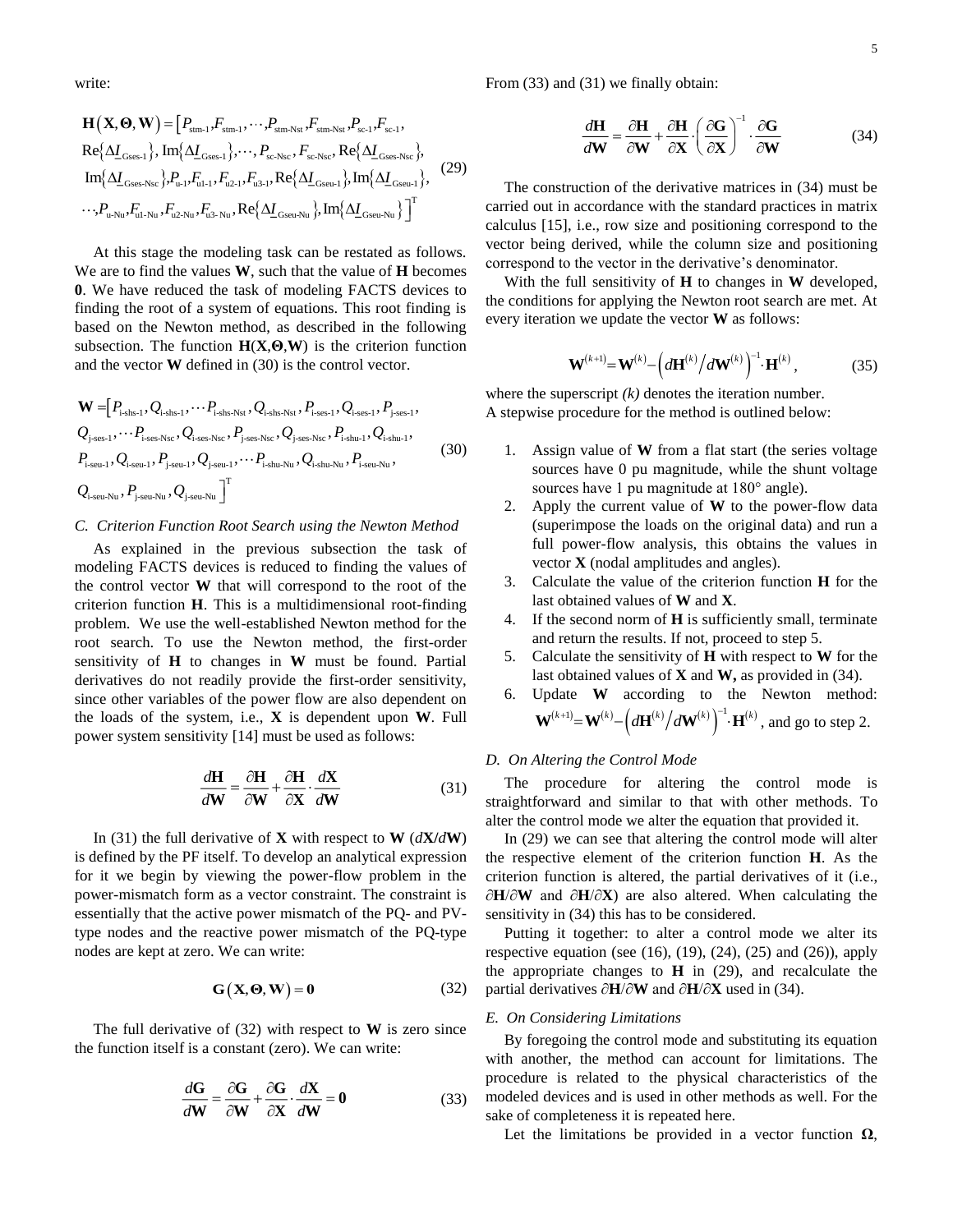write:

$$
\begin{gathered}
\mathbf{H}(\mathbf{X},\boldsymbol{\Theta},\mathbf{W})=\left[P_{\text{stm-1}},F_{\text{stm-1}},\cdots,P_{\text{stm-Nst}},F_{\text{stm-Nst}},P_{\text{sc-1}},F_{\text{sc-1}},\right.\\
\operatorname{Re}\{\Delta\underline{I}_{\text{Gses-1}}\},\operatorname{Im}\{\Delta\underline{I}_{\text{Gses-1}}\},\cdots,P_{\text{sc-Nsc}},F_{\text{sc-Nsc}},\operatorname{Re}\{\Delta\underline{I}_{\text{Gses-Nsc}}\},\\
\operatorname{Im}\{\Delta\underline{I}_{\text{Gses-Nsc}}\},P_{\text{u-1}},F_{\text{u1-1}},F_{\text{u2-1}},F_{\text{u3-1}},\operatorname{Re}\{\Delta\underline{I}_{\text{Gseu-1}}\},\operatorname{Im}\{\Delta\underline{I}_{\text{Gseu-1}}\},\\
\left.\cdots,P_{\text{u-Nu}},F_{\text{u1-Nu}},F_{\text{u2-Nu}},F_{\text{u3-Nu}},\operatorname{Re}\{\Delta\underline{I}_{\text{Gseu-Nu}}\},\operatorname{Im}\{\Delta\underline{I}_{\text{Gseu-Nu}}\}\right]^{\text{T}}
\end{gathered}
\tag{29}
$$

At this stage the modeling task can be restated as follows. We are to find the values $\mathbf{W}$, such that the value of $\mathbf{H}$ becomes $\mathbf{0}$. We have reduced the task of modeling FACTS devices to finding the root of a system of equations. This root finding is based on the Newton method, as described in the following subsection. The function $\mathbf{H}(\mathbf{X},\boldsymbol{\Theta},\mathbf{W})$ is the criterion function and the vector $\mathbf{W}$ defined in (30) is the control vector.

$$
\begin{gathered}
\mathbf{W}=\left[P_{\text{i-shs-1}},Q_{\text{i-shs-1}},\cdots P_{\text{i-shs-Nst}},Q_{\text{i-shs-Nst}},P_{\text{i-ses-1}},Q_{\text{i-ses-1}},P_{\text{j-ses-1}},\right.\\
Q_{\text{j-ses-1}},\cdots P_{\text{i-ses-Nsc}},Q_{\text{i-ses-Nsc}},P_{\text{j-ses-Nsc}},Q_{\text{j-ses-Nsc}},P_{\text{i-shu-1}},Q_{\text{i-shu-1}},\\
P_{\text{i-seu-1}},Q_{\text{i-seu-1}},P_{\text{j-seu-1}},Q_{\text{j-seu-1}},\cdots P_{\text{i-shu-Nu}},Q_{\text{i-shu-Nu}},P_{\text{i-seu-Nu}},\\
\left.Q_{\text{i-seu-Nu}},P_{\text{j-seu-Nu}},Q_{\text{j-seu-Nu}}\right]^{\text{T}}
\end{gathered}
\tag{30}
$$

### C. Criterion Function Root Search using the Newton Method

As explained in the previous subsection the task of modeling FACTS devices is reduced to finding the values of the control vector $\mathbf{W}$ that will correspond to the root of the criterion function $\mathbf{H}$. This is a multidimensional root-finding problem. We use the well-established Newton method for the root search. To use the Newton method, the first-order sensitivity of $\mathbf{H}$ to changes in $\mathbf{W}$ must be found. Partial derivatives do not readily provide the first-order sensitivity, since other variables of the power flow are also dependent on the loads of the system, i.e., $\mathbf{X}$ is dependent upon $\mathbf{W}$. Full power system sensitivity [14] must be used as follows:

$$
\frac{d\mathbf{H}}{d\mathbf{W}}=\frac{\partial\mathbf{H}}{\partial\mathbf{W}}+\frac{\partial\mathbf{H}}{\partial\mathbf{X}}\cdot\frac{d\mathbf{X}}{d\mathbf{W}}
\tag{31}
$$

In (31) the full derivative of $\mathbf{X}$ with respect to $\mathbf{W}$ ($d\mathbf{X}/d\mathbf{W}$) is defined by the PF itself. To develop an analytical expression for it we begin by viewing the power-flow problem in the power-mismatch form as a vector constraint. The constraint is essentially that the active power mismatch of the PQ- and PV-type nodes and the reactive power mismatch of the PQ-type nodes are kept at zero. We can write:

$$
\mathbf{G}(\mathbf{X},\boldsymbol{\Theta},\mathbf{W})=\mathbf{0}
\tag{32}
$$

The full derivative of (32) with respect to $\mathbf{W}$ is zero since the function itself is a constant (zero). We can write:

$$
\frac{d\mathbf{G}}{d\mathbf{W}}=\frac{\partial\mathbf{G}}{\partial\mathbf{W}}+\frac{\partial\mathbf{G}}{\partial\mathbf{X}}\cdot\frac{d\mathbf{X}}{d\mathbf{W}}=\mathbf{0}
\tag{33}
$$

From (33) and (31) we finally obtain:

$$
\frac{d\mathbf{H}}{d\mathbf{W}}=\frac{\partial\mathbf{H}}{\partial\mathbf{W}}+\frac{\partial\mathbf{H}}{\partial\mathbf{X}}\cdot\left(\frac{\partial\mathbf{G}}{\partial\mathbf{X}}\right)^{-1}\cdot\frac{\partial\mathbf{G}}{\partial\mathbf{W}}
\tag{34}
$$

The construction of the derivative matrices in (34) must be carried out in accordance with the standard practices in matrix calculus [15], i.e., row size and positioning correspond to the vector being derived, while the column size and positioning correspond to the vector in the derivative's denominator.

With the full sensitivity of $\mathbf{H}$ to changes in $\mathbf{W}$ developed, the conditions for applying the Newton root search are met. At every iteration we update the vector $\mathbf{W}$ as follows:

$$
\mathbf{W}^{(k+1)}=\mathbf{W}^{(k)}-\left(d\mathbf{H}^{(k)}/d\mathbf{W}^{(k)}\right)^{-1}\cdot\mathbf{H}^{(k)},
\tag{35}
$$

where the superscript *(k)* denotes the iteration number.
A stepwise procedure for the method is outlined below:

1. Assign value of $\mathbf{W}$ from a flat start (the series voltage sources have 0 pu magnitude, while the shunt voltage sources have 1 pu magnitude at 180° angle).
2. Apply the current value of $\mathbf{W}$ to the power-flow data (superimpose the loads on the original data) and run a full power-flow analysis, this obtains the values in vector $\mathbf{X}$ (nodal amplitudes and angles).
3. Calculate the value of the criterion function $\mathbf{H}$ for the last obtained values of $\mathbf{W}$ and $\mathbf{X}$.
4. If the second norm of $\mathbf{H}$ is sufficiently small, terminate and return the results. If not, proceed to step 5.
5. Calculate the sensitivity of $\mathbf{H}$ with respect to $\mathbf{W}$ for the last obtained values of $\mathbf{X}$ and $\mathbf{W}$, as provided in (34).
6. Update $\mathbf{W}$ according to the Newton method: $\mathbf{W}^{(k+1)}=\mathbf{W}^{(k)}-\left(d\mathbf{H}^{(k)}/d\mathbf{W}^{(k)}\right)^{-1}\cdot\mathbf{H}^{(k)}$, and go to step 2.

### D. On Altering the Control Mode

The procedure for altering the control mode is straightforward and similar to that with other methods. To alter the control mode we alter the equation that provided it.

In (29) we can see that altering the control mode will alter the respective element of the criterion function $\mathbf{H}$. As the criterion function is altered, the partial derivatives of it (i.e., $\partial\mathbf{H}/\partial\mathbf{W}$ and $\partial\mathbf{H}/\partial\mathbf{X}$) are also altered. When calculating the sensitivity in (34) this has to be considered.

Putting it together: to alter a control mode we alter its respective equation (see (16), (19), (24), (25) and (26)), apply the appropriate changes to $\mathbf{H}$ in (29), and recalculate the partial derivatives $\partial\mathbf{H}/\partial\mathbf{W}$ and $\partial\mathbf{H}/\partial\mathbf{X}$ used in (34).

### E. On Considering Limitations

By foregoing the control mode and substituting its equation with another, the method can account for limitations. The procedure is related to the physical characteristics of the modeled devices and is used in other methods as well. For the sake of completeness it is repeated here.

Let the limitations be provided in a vector function $\boldsymbol{\Omega}$,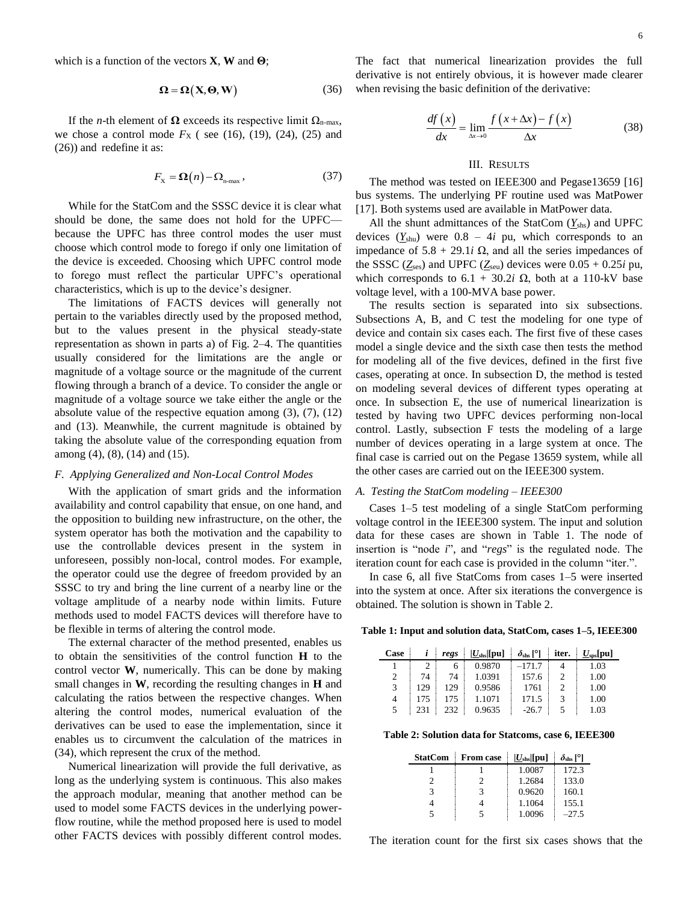which is a function of the vectors **X**, **W** and **Θ**;

$$\mathbf{\Omega} = \mathbf{\Omega}(\mathbf{X}, \mathbf{\Theta}, \mathbf{W}) \tag{36}$$

If the *n*-th element of **Ω** exceeds its respective limit $\Omega_{\text{n-max}}$, we chose a control mode $F_X$ ( see (16), (19), (24), (25) and (26)) and redefine it as:

$$F_X = \mathbf{\Omega}(n) - \Omega_{\text{n-max}}, \tag{37}$$

While for the StatCom and the SSSC device it is clear what should be done, the same does not hold for the UPFC—because the UPFC has three control modes the user must choose which control mode to forego if only one limitation of the device is exceeded. Choosing which UPFC control mode to forego must reflect the particular UPFC's operational characteristics, which is up to the device's designer.

The limitations of FACTS devices will generally not pertain to the variables directly used by the proposed method, but to the values present in the physical steady-state representation as shown in parts a) of Fig. 2–4. The quantities usually considered for the limitations are the angle or magnitude of a voltage source or the magnitude of the current flowing through a branch of a device. To consider the angle or magnitude of a voltage source we take either the angle or the absolute value of the respective equation among (3), (7), (12) and (13). Meanwhile, the current magnitude is obtained by taking the absolute value of the corresponding equation from among (4), (8), (14) and (15).

### *F. Applying Generalized and Non-Local Control Modes*

With the application of smart grids and the information availability and control capability that ensue, on one hand, and the opposition to building new infrastructure, on the other, the system operator has both the motivation and the capability to use the controllable devices present in the system in unforeseen, possibly non-local, control modes. For example, the operator could use the degree of freedom provided by an SSSC to try and bring the line current of a nearby line or the voltage amplitude of a nearby node within limits. Future methods used to model FACTS devices will therefore have to be flexible in terms of altering the control mode.

The external character of the method presented, enables us to obtain the sensitivities of the control function **H** to the control vector **W**, numerically. This can be done by making small changes in **W**, recording the resulting changes in **H** and calculating the ratios between the respective changes. When altering the control modes, numerical evaluation of the derivatives can be used to ease the implementation, since it enables us to circumvent the calculation of the matrices in (34), which represent the crux of the method.

Numerical linearization will provide the full derivative, as long as the underlying system is continuous. This also makes the approach modular, meaning that another method can be used to model some FACTS devices in the underlying power-flow routine, while the method proposed here is used to model other FACTS devices with possibly different control modes. The fact that numerical linearization provides the full derivative is not entirely obvious, it is however made clearer when revising the basic definition of the derivative:

$$\frac{df(x)}{dx} = \lim_{\Delta x \to 0} \frac{f(x + \Delta x) - f(x)}{\Delta x} \tag{38}$$

## III. Results

The method was tested on IEEE300 and Pegase13659 [16] bus systems. The underlying PF routine used was MatPower [17]. Both systems used are available in MatPower data.

All the shunt admittances of the StatCom ($\underline{Y}_{\text{shs}}$) and UPFC devices ($\underline{Y}_{\text{shu}}$) were 0.8 – 4*i* pu, which corresponds to an impedance of 5.8 + 29.1*i* Ω, and all the series impedances of the SSSC ($\underline{Z}_{\text{ses}}$) and UPFC ($\underline{Z}_{\text{seu}}$) devices were 0.05 + 0.25*i* pu, which corresponds to 6.1 + 30.2*i* Ω, both at a 110-kV base voltage level, with a 100-MVA base power.

The results section is separated into six subsections. Subsections A, B, and C test the modeling for one type of device and contain six cases each. The first five of these cases model a single device and the sixth case then tests the method for modeling all of the five devices, defined in the first five cases, operating at once. In subsection D, the method is tested on modeling several devices of different types operating at once. In subsection E, the use of numerical linearization is tested by having two UPFC devices performing non-local control. Lastly, subsection F tests the modeling of a large number of devices operating in a large system at once. The final case is carried out on the Pegase 13659 system, while all the other cases are carried out on the IEEE300 system.

### *A. Testing the StatCom modeling – IEEE300*

Cases 1–5 test modeling of a single StatCom performing voltage control in the IEEE300 system. The input and solution data for these cases are shown in Table 1. The node of insertion is "node *i*", and "*regs*" is the regulated node. The iteration count for each case is provided in the column "iter.".

In case 6, all five StatComs from cases 1–5 were inserted into the system at once. After six iterations the convergence is obtained. The solution is shown in Table 2.

**Table 1: Input and solution data, StatCom, cases 1–5, IEEE300**

| Case | *i* | *regs* | $\lvert\underline{U}_{\text{shs}}\rvert$[pu] | $\delta_{\text{shs}}$ [°] | iter. | $\underline{U}_{\text{sps}}$[pu] |
|---|---|---|---|---|---|---|
| 1 | 2 | 6 | 0.9870 | –171.7 | 4 | 1.03 |
| 2 | 74 | 74 | 1.0391 | 157.6 | 2 | 1.00 |
| 3 | 129 | 129 | 0.9586 | 1761 | 2 | 1.00 |
| 4 | 175 | 175 | 1.1071 | 171.5 | 3 | 1.00 |
| 5 | 231 | 232 | 0.9635 | -26.7 | 5 | 1.03 |

**Table 2: Solution data for Statcoms, case 6, IEEE300**

| StatCom | From case | $\lvert\underline{U}_{\text{shs}}\rvert$[pu] | $\delta_{\text{shs}}$ [°] |
|---|---|---|---|
| 1 | 1 | 1.0087 | 172.3 |
| 2 | 2 | 1.2684 | 133.0 |
| 3 | 3 | 0.9620 | 160.1 |
| 4 | 4 | 1.1064 | 155.1 |
| 5 | 5 | 1.0096 | –27.5 |

The iteration count for the first six cases shows that the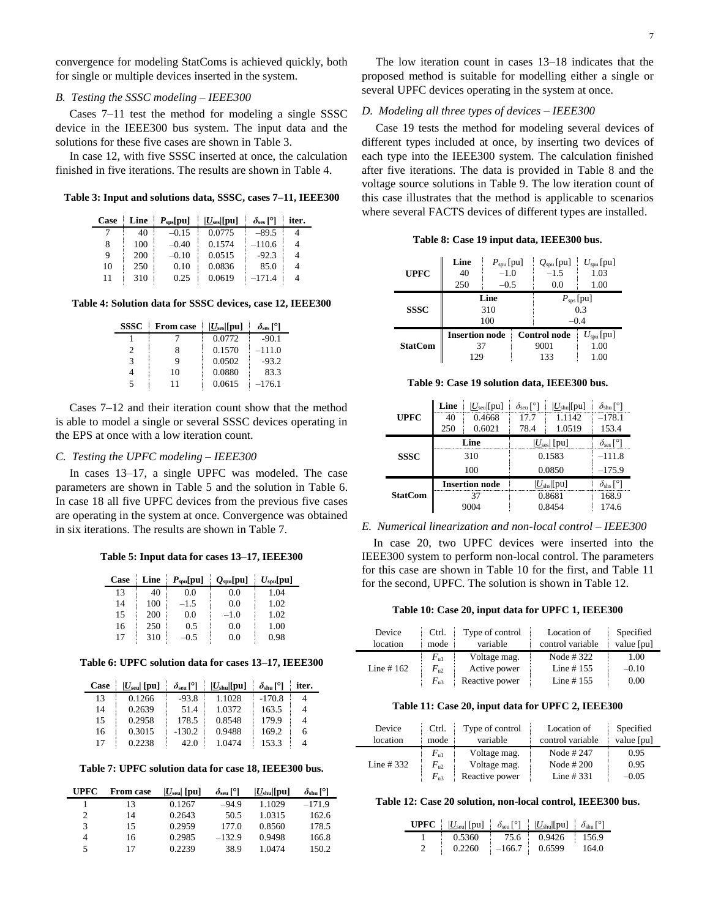convergence for modeling StatComs is achieved quickly, both for single or multiple devices inserted in the system.

### *B. Testing the SSSC modeling – IEEE300*

Cases 7–11 test the method for modeling a single SSSC device in the IEEE300 bus system. The input data and the solutions for these five cases are shown in Table 3.

In case 12, with five SSSC inserted at once, the calculation finished in five iterations. The results are shown in Table 4.

**Table 3: Input and solutions data, SSSC, cases 7–11, IEEE300**

| Case | Line | $P_{sps}$[pu] | $\|\underline{U}_{ses}\|$[pu] | $\delta_{ses}$ [°] | iter. |
|---|---|---|---|---|---|
| 7 | 40 | –0.15 | 0.0775 | –89.5 | 4 |
| 8 | 100 | –0.40 | 0.1574 | –110.6 | 4 |
| 9 | 200 | –0.10 | 0.0515 | -92.3 | 4 |
| 10 | 250 | 0.10 | 0.0836 | 85.0 | 4 |
| 11 | 310 | 0.25 | 0.0619 | –171.4 | 4 |

**Table 4: Solution data for SSSC devices, case 12, IEEE300**

| SSSC | From case | $\|\underline{U}_{ses}\|$[pu] | $\delta_{ses}$ [°] |
|---|---|---|---|
| 1 | 7 | 0.0772 | -90.1 |
| 2 | 8 | 0.1570 | –111.0 |
| 3 | 9 | 0.0502 | -93.2 |
| 4 | 10 | 0.0880 | 83.3 |
| 5 | 11 | 0.0615 | –176.1 |

Cases 7–12 and their iteration count show that the method is able to model a single or several SSSC devices operating in the EPS at once with a low iteration count.

### *C. Testing the UPFC modeling – IEEE300*

In cases 13–17, a single UPFC was modeled. The case parameters are shown in Table 5 and the solution in Table 6. In case 18 all five UPFC devices from the previous five cases are operating in the system at once. Convergence was obtained in six iterations. The results are shown in Table 7.

**Table 5: Input data for cases 13–17, IEEE300**

| Case | Line | $P_{spu}$[pu] | $Q_{spu}$[pu] | $U_{spu}$[pu] |
|---|---|---|---|---|
| 13 | 40 | 0.0 | 0.0 | 1.04 |
| 14 | 100 | –1.5 | 0.0 | 1.02 |
| 15 | 200 | 0.0 | –1.0 | 1.02 |
| 16 | 250 | 0.5 | 0.0 | 1.00 |
| 17 | 310 | –0.5 | 0.0 | 0.98 |

**Table 6: UPFC solution data for cases 13–17, IEEE300**

| Case | $\|\underline{U}_{seu}\|$ [pu] | $\delta_{seu}$ [°] | $\|\underline{U}_{shu}\|$[pu] | $\delta_{shu}$ [°] | iter. |
|---|---|---|---|---|---|
| 13 | 0.1266 | -93.8 | 1.1028 | -170.8 | 4 |
| 14 | 0.2639 | 51.4 | 1.0372 | 163.5 | 4 |
| 15 | 0.2958 | 178.5 | 0.8548 | 179.9 | 4 |
| 16 | 0.3015 | -130.2 | 0.9488 | 169.2 | 6 |
| 17 | 0.2238 | 42.0 | 1.0474 | 153.3 | 4 |

**Table 7: UPFC solution data for case 18, IEEE300 bus.**

| UPFC | From case | $\|\underline{U}_{seu}\|$ [pu] | $\delta_{seu}$ [°] | $\|\underline{U}_{shu}\|$[pu] | $\delta_{shu}$ [°] |
|---|---|---|---|---|---|
| 1 | 13 | 0.1267 | –94.9 | 1.1029 | –171.9 |
| 2 | 14 | 0.2643 | 50.5 | 1.0315 | 162.6 |
| 3 | 15 | 0.2959 | 177.0 | 0.8560 | 178.5 |
| 4 | 16 | 0.2985 | –132.9 | 0.9498 | 166.8 |
| 5 | 17 | 0.2239 | 38.9 | 1.0474 | 150.2 |

The low iteration count in cases 13–18 indicates that the proposed method is suitable for modelling either a single or several UPFC devices operating in the system at once.

### *D. Modeling all three types of devices – IEEE300*

Case 19 tests the method for modeling several devices of different types included at once, by inserting two devices of each type into the IEEE300 system. The calculation finished after five iterations. The data is provided in Table 8 and the voltage source solutions in Table 9. The low iteration count of this case illustrates that the method is applicable to scenarios where several FACTS devices of different types are installed.

**Table 8: Case 19 input data, IEEE300 bus.**

| | | | | |
|---|---|---|---|---|
| **UPFC** | **Line** | $P_{spu}$ [pu] | $Q_{spu}$ [pu] | $U_{spu}$ [pu] |
| | 40 | –1.0 | –1.5 | 1.03 |
| | 250 | –0.5 | 0.0 | 1.00 |
| **SSSC** | **Line** | | $P_{sps}$ [pu] | |
| | 310 | | 0.3 | |
| | 100 | | –0.4 | |
| **StatCom** | **Insertion node** | | **Control node** | $U_{spu}$ [pu] |
| | 37 | | 9001 | 1.00 |
| | 129 | | 133 | 1.00 |

**Table 9: Case 19 solution data, IEEE300 bus.**

| | | | | | |
|---|---|---|---|---|---|
| **UPFC** | **Line** | $\|\underline{U}_{seu}\|$[pu] | $\delta_{seu}$ [°] | $\|\underline{U}_{shu}\|$[pu] | $\delta_{shu}$ [°] |
| | 40 | 0.4668 | 17.7 | 1.1142 | –178.1 |
| | 250 | 0.6021 | 78.4 | 1.0519 | 153.4 |
| **SSSC** | **Line** | | $\|\underline{U}_{ses}\|$ [pu] | | $\delta_{ses}$ [°] |
| | 310 | | 0.1583 | | –111.8 |
| | 100 | | 0.0850 | | –175.9 |
| **StatCom** | **Insertion node** | | $\|\underline{U}_{shs}\|$[pu] | | $\delta_{shs}$ [°] |
| | 37 | | 0.8681 | | 168.9 |
| | 9004 | | 0.8454 | | 174.6 |

### *E. Numerical linearization and non-local control – IEEE300*

In case 20, two UPFC devices were inserted into the IEEE300 system to perform non-local control. The parameters for this case are shown in Table 10 for the first, and Table 11 for the second, UPFC. The solution is shown in Table 12.

**Table 10: Case 20, input data for UPFC 1, IEEE300**

| Device location | Ctrl. mode | Type of control variable | Location of control variable | Specified value [pu] |
|---|---|---|---|---|
| Line # 162 | $F_{u1}$ | Voltage mag. | Node # 322 | 1.00 |
| | $F_{u2}$ | Active power | Line # 155 | –0.10 |
| | $F_{u3}$ | Reactive power | Line # 155 | 0.00 |

**Table 11: Case 20, input data for UPFC 2, IEEE300**

| Device location | Ctrl. mode | Type of control variable | Location of control variable | Specified value [pu] |
|---|---|---|---|---|
| Line # 332 | $F_{u1}$ | Voltage mag. | Node # 247 | 0.95 |
| | $F_{u2}$ | Voltage mag. | Node # 200 | 0.95 |
| | $F_{u3}$ | Reactive power | Line # 331 | –0.05 |

**Table 12: Case 20 solution, non-local control, IEEE300 bus.**

| UPFC | $\|\underline{U}_{seu}\|$ [pu] | $\delta_{seu}$ [°] | $\|\underline{U}_{shu}\|$[pu] | $\delta_{shu}$ [°] |
|---|---|---|---|---|
| 1 | 0.5360 | 75.6 | 0.9426 | 156.9 |
| 2 | 0.2260 | –166.7 | 0.6599 | 164.0 |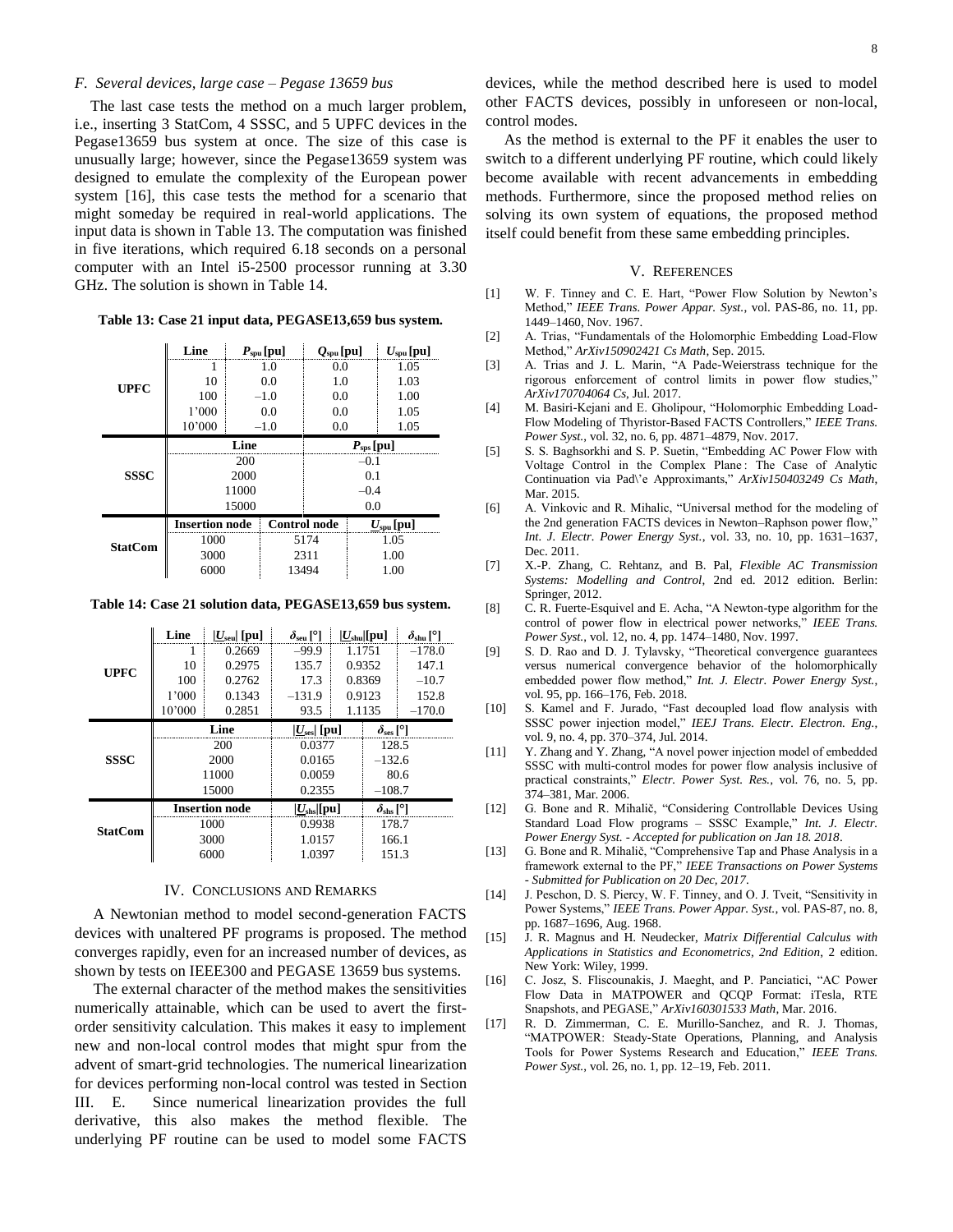### F. Several devices, large case – Pegase 13659 bus

The last case tests the method on a much larger problem, i.e., inserting 3 StatCom, 4 SSSC, and 5 UPFC devices in the Pegase13659 bus system at once. The size of this case is unusually large; however, since the Pegase13659 system was designed to emulate the complexity of the European power system [16], this case tests the method for a scenario that might someday be required in real-world applications. The input data is shown in Table 13. The computation was finished in five iterations, which required 6.18 seconds on a personal computer with an Intel i5-2500 processor running at 3.30 GHz. The solution is shown in Table 14.

**Table 13: Case 21 input data, PEGASE13,659 bus system.**

| | Line | $P_{spu}$ [pu] | $Q_{spu}$ [pu] | $U_{spu}$ [pu] |
|---|---|---|---|---|
| **UPFC** | 1 | 1.0 | 0.0 | 1.05 |
| | 10 | 0.0 | 1.0 | 1.03 |
| | 100 | −1.0 | 0.0 | 1.00 |
| | 1'000 | 0.0 | 0.0 | 1.05 |
| | 10'000 | −1.0 | 0.0 | 1.05 |
| | **Line** | | **$P_{sps}$ [pu]** | |
| **SSSC** | 200 | | −0.1 | |
| | 2000 | | 0.1 | |
| | 11000 | | −0.4 | |
| | 15000 | | 0.0 | |
| | **Insertion node** | **Control node** | | **$\underline{U}_{spu}$ [pu]** |
| **StatCom** | 1000 | 5174 | | 1.05 |
| | 3000 | 2311 | | 1.00 |
| | 6000 | 13494 | | 1.00 |

**Table 14: Case 21 solution data, PEGASE13,659 bus system.**

| | Line | $\lvert\underline{U}_{seu}\rvert$ [pu] | $\delta_{seu}$ [°] | $\lvert\underline{U}_{shu}\rvert$[pu] | $\delta_{shu}$ [°] |
|---|---|---|---|---|---|
| **UPFC** | 1 | 0.2669 | −99.9 | 1.1751 | −178.0 |
| | 10 | 0.2975 | 135.7 | 0.9352 | 147.1 |
| | 100 | 0.2762 | 17.3 | 0.8369 | −10.7 |
| | 1'000 | 0.1343 | −131.9 | 0.9123 | 152.8 |
| | 10'000 | 0.2851 | 93.5 | 1.1135 | −170.0 |
| | **Line** | | **$\lvert\underline{U}_{ses}\rvert$ [pu]** | **$\delta_{ses}$ [°]** | |
| **SSSC** | 200 | | 0.0377 | 128.5 | |
| | 2000 | | 0.0165 | −132.6 | |
| | 11000 | | 0.0059 | 80.6 | |
| | 15000 | | 0.2355 | −108.7 | |
| | **Insertion node** | | **$\lvert\underline{U}_{shs}\rvert$[pu]** | **$\delta_{shs}$ [°]** | |
| **StatCom** | 1000 | | 0.9938 | 178.7 | |
| | 3000 | | 1.0157 | 166.1 | |
| | 6000 | | 1.0397 | 151.3 | |

## IV. Conclusions and Remarks

A Newtonian method to model second-generation FACTS devices with unaltered PF programs is proposed. The method converges rapidly, even for an increased number of devices, as shown by tests on IEEE300 and PEGASE 13659 bus systems.

The external character of the method makes the sensitivities numerically attainable, which can be used to avert the first-order sensitivity calculation. This makes it easy to implement new and non-local control modes that might spur from the advent of smart-grid technologies. The numerical linearization for devices performing non-local control was tested in Section III. E. Since numerical linearization provides the full derivative, this also makes the method flexible. The underlying PF routine can be used to model some FACTS devices, while the method described here is used to model other FACTS devices, possibly in unforeseen or non-local, control modes.

As the method is external to the PF it enables the user to switch to a different underlying PF routine, which could likely become available with recent advancements in embedding methods. Furthermore, since the proposed method relies on solving its own system of equations, the proposed method itself could benefit from these same embedding principles.

## V. References

[1] W. F. Tinney and C. E. Hart, "Power Flow Solution by Newton's Method," *IEEE Trans. Power Appar. Syst.*, vol. PAS-86, no. 11, pp. 1449–1460, Nov. 1967.

[2] A. Trias, "Fundamentals of the Holomorphic Embedding Load-Flow Method," *ArXiv150902421 Cs Math*, Sep. 2015.

[3] A. Trias and J. L. Marin, "A Pade-Weierstrass technique for the rigorous enforcement of control limits in power flow studies," *ArXiv170704064 Cs*, Jul. 2017.

[4] M. Basiri-Kejani and E. Gholipour, "Holomorphic Embedding Load-Flow Modeling of Thyristor-Based FACTS Controllers," *IEEE Trans. Power Syst.*, vol. 32, no. 6, pp. 4871–4879, Nov. 2017.

[5] S. S. Baghsorkhi and S. P. Suetin, "Embedding AC Power Flow with Voltage Control in the Complex Plane : The Case of Analytic Continuation via Pad\'e Approximants," *ArXiv150403249 Cs Math*, Mar. 2015.

[6] A. Vinkovic and R. Mihalic, "Universal method for the modeling of the 2nd generation FACTS devices in Newton–Raphson power flow," *Int. J. Electr. Power Energy Syst.*, vol. 33, no. 10, pp. 1631–1637, Dec. 2011.

[7] X.-P. Zhang, C. Rehtanz, and B. Pal, *Flexible AC Transmission Systems: Modelling and Control*, 2nd ed. 2012 edition. Berlin: Springer, 2012.

[8] C. R. Fuerte-Esquivel and E. Acha, "A Newton-type algorithm for the control of power flow in electrical power networks," *IEEE Trans. Power Syst.*, vol. 12, no. 4, pp. 1474–1480, Nov. 1997.

[9] S. D. Rao and D. J. Tylavsky, "Theoretical convergence guarantees versus numerical convergence behavior of the holomorphically embedded power flow method," *Int. J. Electr. Power Energy Syst.*, vol. 95, pp. 166–176, Feb. 2018.

[10] S. Kamel and F. Jurado, "Fast decoupled load flow analysis with SSSC power injection model," *IEEJ Trans. Electr. Electron. Eng.*, vol. 9, no. 4, pp. 370–374, Jul. 2014.

[11] Y. Zhang and Y. Zhang, "A novel power injection model of embedded SSSC with multi-control modes for power flow analysis inclusive of practical constraints," *Electr. Power Syst. Res.*, vol. 76, no. 5, pp. 374–381, Mar. 2006.

[12] G. Bone and R. Mihalič, "Considering Controllable Devices Using Standard Load Flow programs – SSSC Example," *Int. J. Electr. Power Energy Syst. - Accepted for publication on Jan 18. 2018*.

[13] G. Bone and R. Mihalič, "Comprehensive Tap and Phase Analysis in a framework external to the PF," *IEEE Transactions on Power Systems - Submitted for Publication on 20 Dec, 2017*.

[14] J. Peschon, D. S. Piercy, W. F. Tinney, and O. J. Tveit, "Sensitivity in Power Systems," *IEEE Trans. Power Appar. Syst.*, vol. PAS-87, no. 8, pp. 1687–1696, Aug. 1968.

[15] J. R. Magnus and H. Neudecker, *Matrix Differential Calculus with Applications in Statistics and Econometrics, 2nd Edition*, 2 edition. New York: Wiley, 1999.

[16] C. Josz, S. Fliscounakis, J. Maeght, and P. Panciatici, "AC Power Flow Data in MATPOWER and QCQP Format: iTesla, RTE Snapshots, and PEGASE," *ArXiv160301533 Math*, Mar. 2016.

[17] R. D. Zimmerman, C. E. Murillo-Sanchez, and R. J. Thomas, "MATPOWER: Steady-State Operations, Planning, and Analysis Tools for Power Systems Research and Education," *IEEE Trans. Power Syst.*, vol. 26, no. 1, pp. 12–19, Feb. 2011.